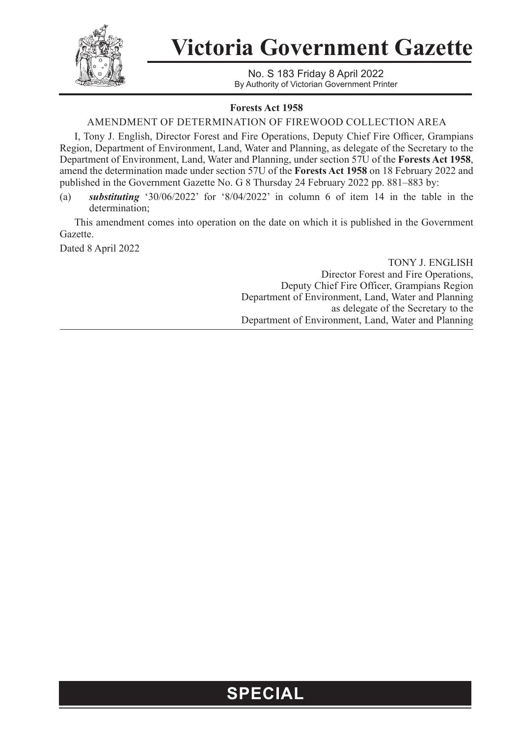# Victoria Government Gazette

No. S 183 Friday 8 April 2022
By Authority of Victorian Government Printer

**Forests Act 1958**

AMENDMENT OF DETERMINATION OF FIREWOOD COLLECTION AREA

I, Tony J. English, Director Forest and Fire Operations, Deputy Chief Fire Officer, Grampians Region, Department of Environment, Land, Water and Planning, as delegate of the Secretary to the Department of Environment, Land, Water and Planning, under section 57U of the **Forests Act 1958**, amend the determination made under section 57U of the **Forests Act 1958** on 18 February 2022 and published in the Government Gazette No. G 8 Thursday 24 February 2022 pp. 881–883 by:

(a) ***substituting*** '30/06/2022' for '8/04/2022' in column 6 of item 14 in the table in the determination;

This amendment comes into operation on the date on which it is published in the Government Gazette.

Dated 8 April 2022

TONY J. ENGLISH
Director Forest and Fire Operations,
Deputy Chief Fire Officer, Grampians Region
Department of Environment, Land, Water and Planning
as delegate of the Secretary to the
Department of Environment, Land, Water and Planning

**SPECIAL**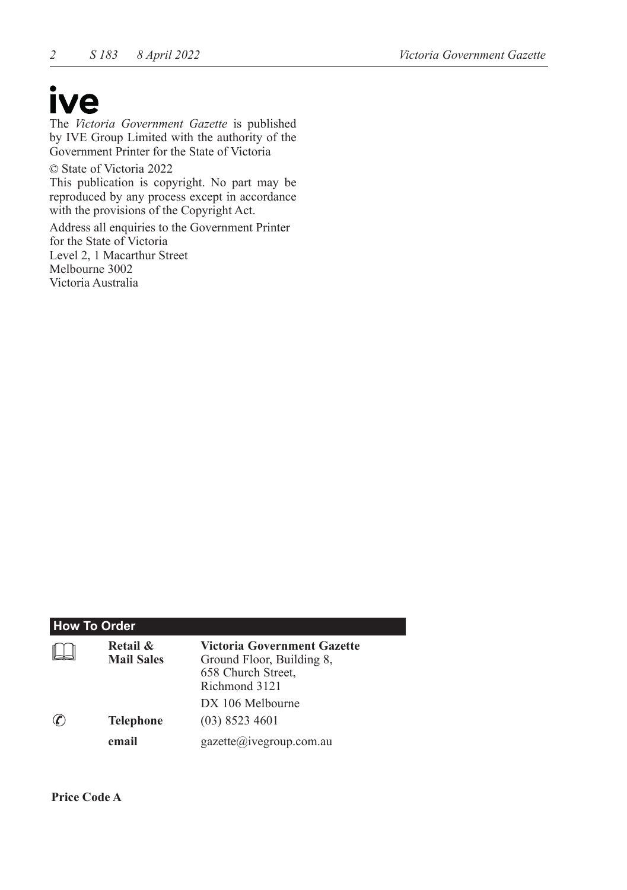**ive**

The *Victoria Government Gazette* is published by IVE Group Limited with the authority of the Government Printer for the State of Victoria

© State of Victoria 2022

This publication is copyright. No part may be reproduced by any process except in accordance with the provisions of the Copyright Act.

Address all enquiries to the Government Printer for the State of Victoria
Level 2, 1 Macarthur Street
Melbourne 3002
Victoria Australia

**How To Order**

| | | |
|---|---|---|
| | **Retail & Mail Sales** | **Victoria Government Gazette** Ground Floor, Building 8, 658 Church Street, Richmond 3121 |
| | | DX 106 Melbourne |
| | **Telephone** | (03) 8523 4601 |
| | **email** | gazette@ivegroup.com.au |

**Price Code A**